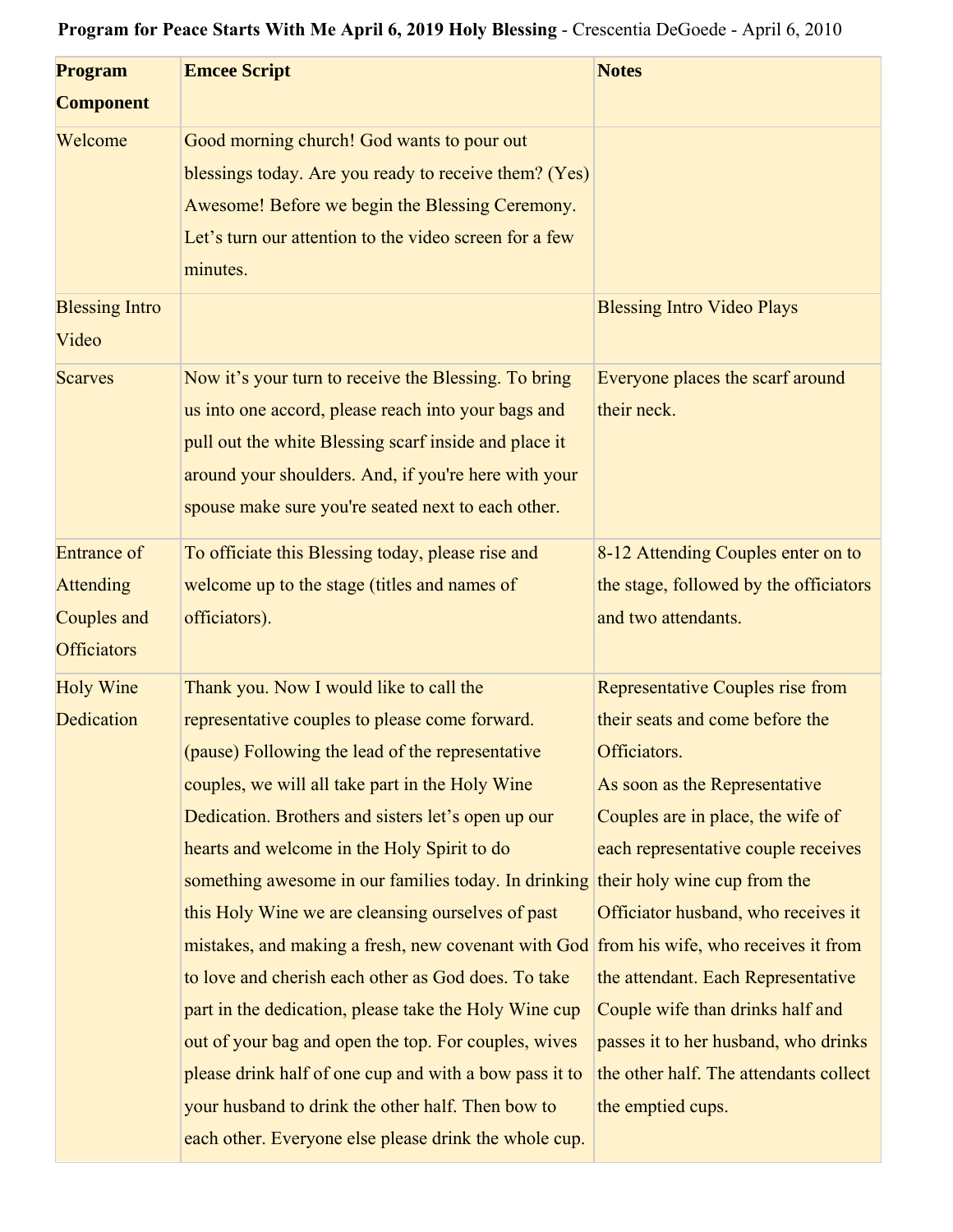**Program for Peace Starts With Me April 6, 2019 Holy Blessing** - Crescentia DeGoede - April 6, 2010

| **Program Component** | **Emcee Script** | **Notes** |
|---|---|---|
| Welcome | Good morning church! God wants to pour out blessings today. Are you ready to receive them? (Yes) Awesome! Before we begin the Blessing Ceremony. Let's turn our attention to the video screen for a few minutes. | |
| Blessing Intro Video | | Blessing Intro Video Plays |
| Scarves | Now it's your turn to receive the Blessing. To bring us into one accord, please reach into your bags and pull out the white Blessing scarf inside and place it around your shoulders. And, if you're here with your spouse make sure you're seated next to each other. | Everyone places the scarf around their neck. |
| Entrance of Attending Couples and Officiators | To officiate this Blessing today, please rise and welcome up to the stage (titles and names of officiators). | 8-12 Attending Couples enter on to the stage, followed by the officiators and two attendants. |
| Holy Wine Dedication | Thank you. Now I would like to call the representative couples to please come forward. (pause) Following the lead of the representative couples, we will all take part in the Holy Wine Dedication. Brothers and sisters let's open up our hearts and welcome in the Holy Spirit to do something awesome in our families today. In drinking this Holy Wine we are cleansing ourselves of past mistakes, and making a fresh, new covenant with God to love and cherish each other as God does. To take part in the dedication, please take the Holy Wine cup out of your bag and open the top. For couples, wives please drink half of one cup and with a bow pass it to your husband to drink the other half. Then bow to each other. Everyone else please drink the whole cup. | Representative Couples rise from their seats and come before the Officiators.<br>As soon as the Representative Couples are in place, the wife of each representative couple receives their holy wine cup from the Officiator husband, who receives it from his wife, who receives it from the attendant. Each Representative Couple wife than drinks half and passes it to her husband, who drinks the other half. The attendants collect the emptied cups. |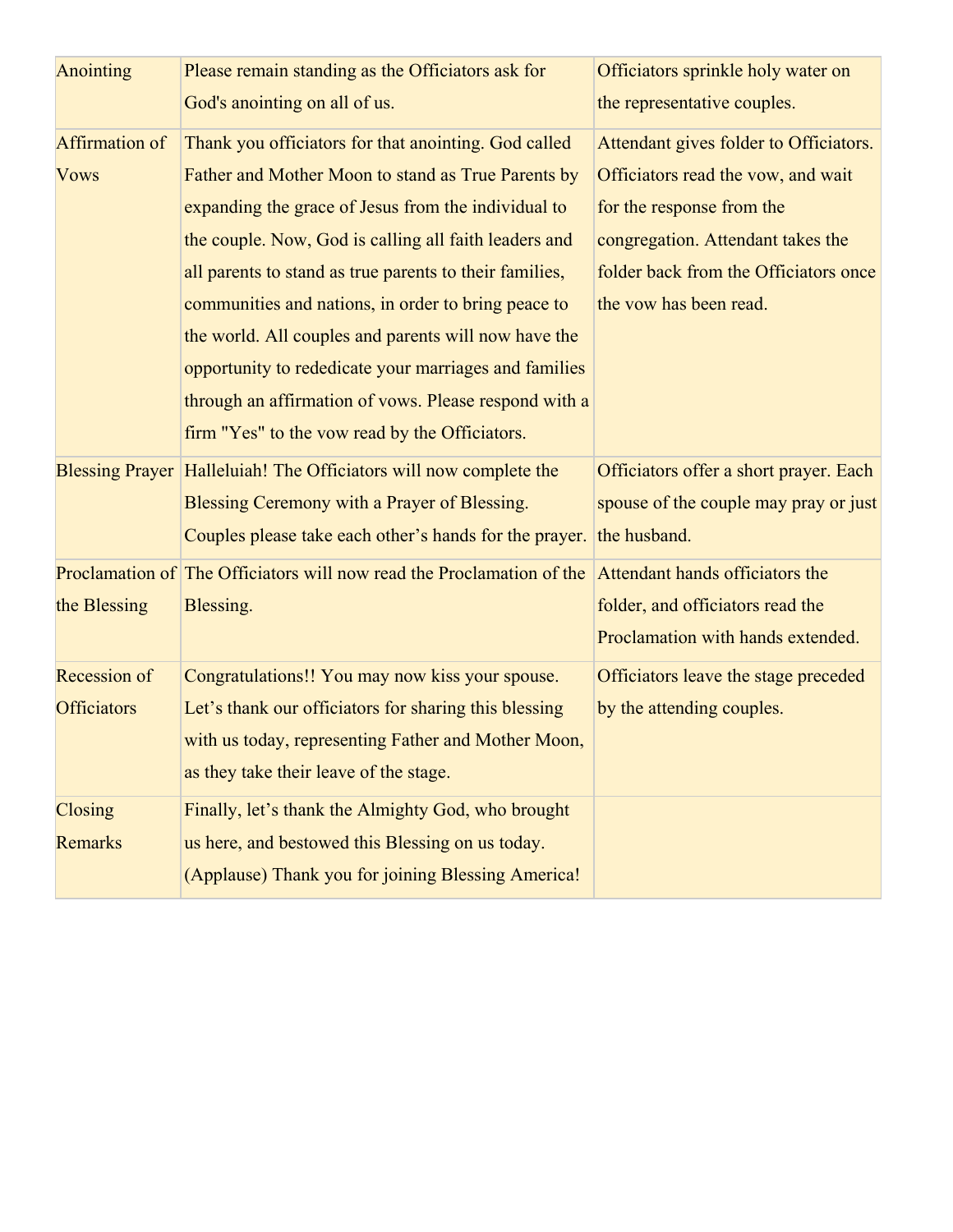| | | |
|---|---|---|
| Anointing | Please remain standing as the Officiators ask for God's anointing on all of us. | Officiators sprinkle holy water on the representative couples. |
| Affirmation of Vows | Thank you officiators for that anointing. God called Father and Mother Moon to stand as True Parents by expanding the grace of Jesus from the individual to the couple. Now, God is calling all faith leaders and all parents to stand as true parents to their families, communities and nations, in order to bring peace to the world. All couples and parents will now have the opportunity to rededicate your marriages and families through an affirmation of vows. Please respond with a firm "Yes" to the vow read by the Officiators. | Attendant gives folder to Officiators. Officiators read the vow, and wait for the response from the congregation. Attendant takes the folder back from the Officiators once the vow has been read. |
| Blessing Prayer | Halleluiah! The Officiators will now complete the Blessing Ceremony with a Prayer of Blessing. Couples please take each other's hands for the prayer. | Officiators offer a short prayer. Each spouse of the couple may pray or just the husband. |
| Proclamation of the Blessing | The Officiators will now read the Proclamation of the Blessing. | Attendant hands officiators the folder, and officiators read the Proclamation with hands extended. |
| Recession of Officiators | Congratulations!! You may now kiss your spouse. Let's thank our officiators for sharing this blessing with us today, representing Father and Mother Moon, as they take their leave of the stage. | Officiators leave the stage preceded by the attending couples. |
| Closing Remarks | Finally, let's thank the Almighty God, who brought us here, and bestowed this Blessing on us today. (Applause) Thank you for joining Blessing America! | |